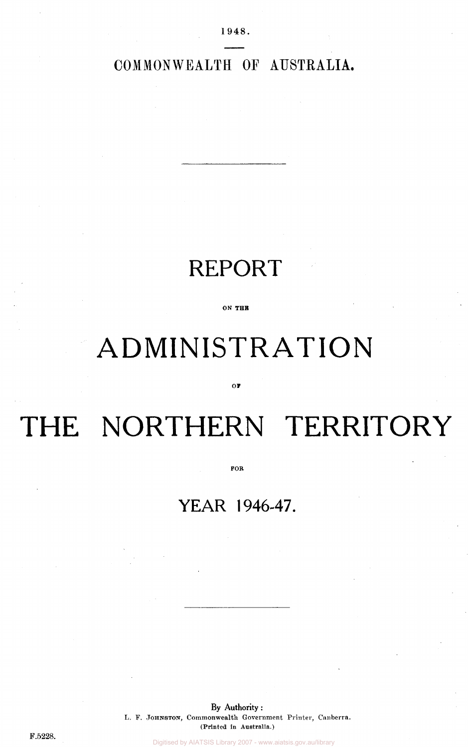1948.

COMMONWEALTH OF AUSTRALIA.

# REPORT

ON THE

# ADMINISTRATION

OF

# THE NORTHERN TERRITORY

FOR

## YEAR 1946-47.

By Authority:
L. F. Johnston, Commonwealth Government Printer, Canberra.
(Printed in Australia.)

F.5228.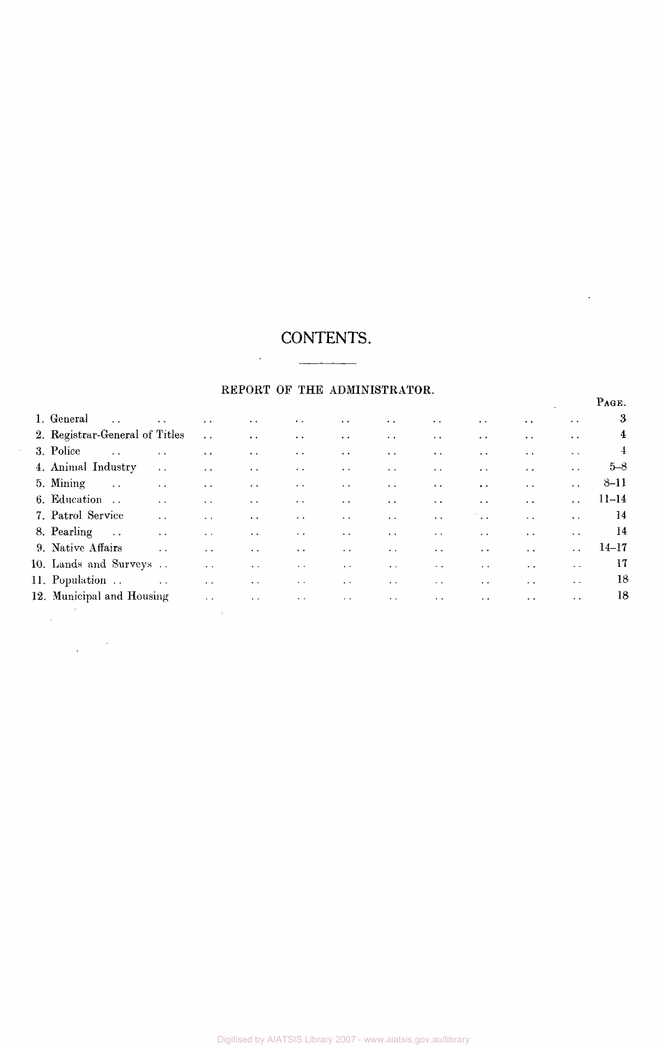# CONTENTS.

## REPORT OF THE ADMINISTRATOR.

| | PAGE. |
|---|---|
| 1. General | 3 |
| 2. Registrar-General of Titles | 4 |
| 3. Police | 4 |
| 4. Animal Industry | 5–8 |
| 5. Mining | 8–11 |
| 6. Education | 11–14 |
| 7. Patrol Service | 14 |
| 8. Pearling | 14 |
| 9. Native Affairs | 14–17 |
| 10. Lands and Surveys | 17 |
| 11. Population | 18 |
| 12. Municipal and Housing | 18 |

Digitised by AIATSIS Library 2007 - www.aiatsis.gov.au/library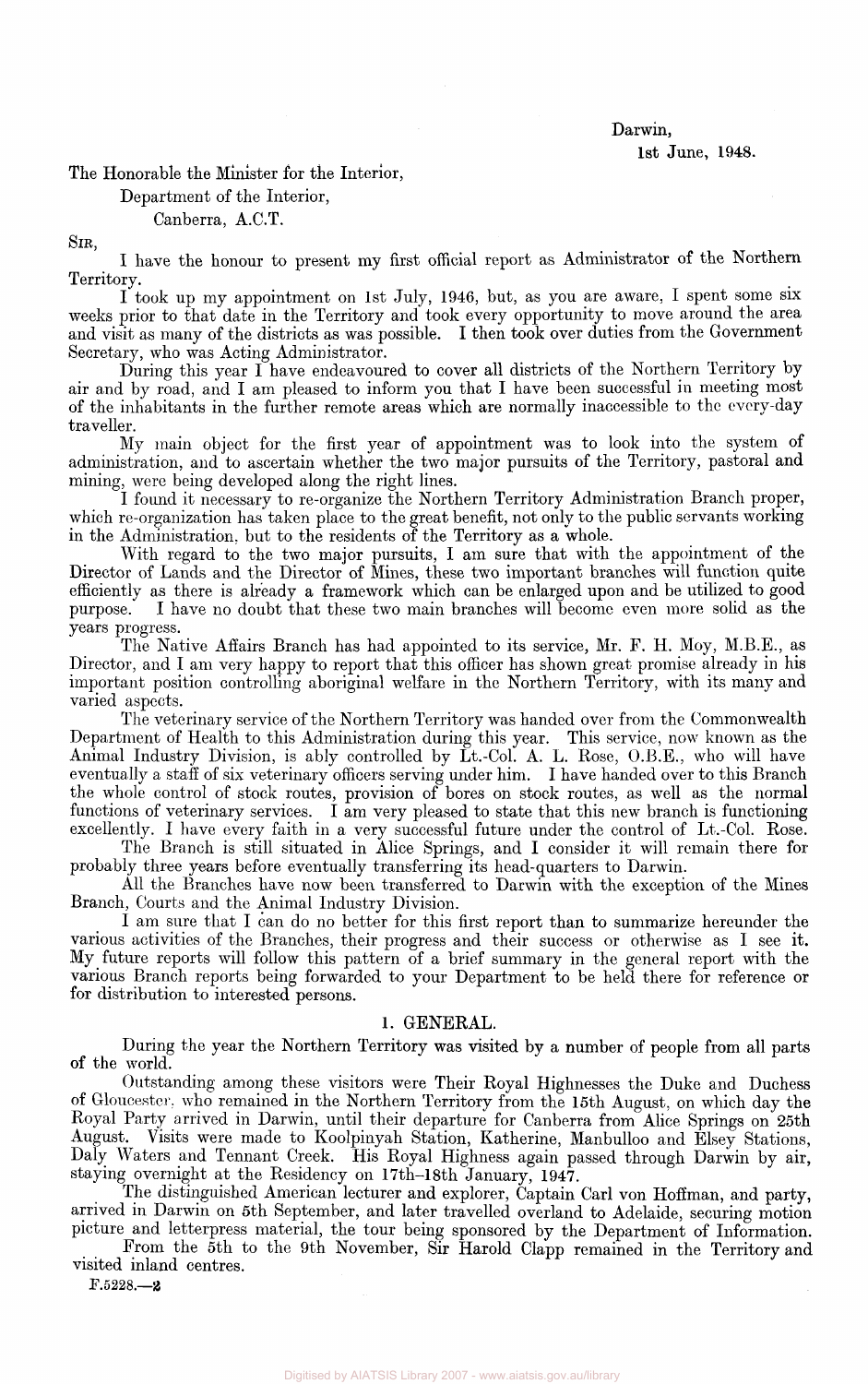Darwin,
1st June, 1948.

The Honorable the Minister for the Interior,
Department of the Interior,
Canberra, A.C.T.

SIR,

I have the honour to present my first official report as Administrator of the Northern Territory.

I took up my appointment on 1st July, 1946, but, as you are aware, I spent some six weeks prior to that date in the Territory and took every opportunity to move around the area and visit as many of the districts as was possible. I then took over duties from the Government Secretary, who was Acting Administrator.

During this year I have endeavoured to cover all districts of the Northern Territory by air and by road, and I am pleased to inform you that I have been successful in meeting most of the inhabitants in the further remote areas which are normally inaccessible to the every-day traveller.

My main object for the first year of appointment was to look into the system of administration, and to ascertain whether the two major pursuits of the Territory, pastoral and mining, were being developed along the right lines.

I found it necessary to re-organize the Northern Territory Administration Branch proper, which re-organization has taken place to the great benefit, not only to the public servants working in the Administration, but to the residents of the Territory as a whole.

With regard to the two major pursuits, I am sure that with the appointment of the Director of Lands and the Director of Mines, these two important branches will function quite efficiently as there is already a framework which can be enlarged upon and be utilized to good purpose. I have no doubt that these two main branches will become even more solid as the years progress.

The Native Affairs Branch has had appointed to its service, Mr. F. H. Moy, M.B.E., as Director, and I am very happy to report that this officer has shown great promise already in his important position controlling aboriginal welfare in the Northern Territory, with its many and varied aspects.

The veterinary service of the Northern Territory was handed over from the Commonwealth Department of Health to this Administration during this year. This service, now known as the Animal Industry Division, is ably controlled by Lt.-Col. A. L. Rose, O.B.E., who will have eventually a staff of six veterinary officers serving under him. I have handed over to this Branch the whole control of stock routes, provision of bores on stock routes, as well as the normal functions of veterinary services. I am very pleased to state that this new branch is functioning excellently. I have every faith in a very successful future under the control of Lt.-Col. Rose.

The Branch is still situated in Alice Springs, and I consider it will remain there for probably three years before eventually transferring its head-quarters to Darwin.

All the Branches have now been transferred to Darwin with the exception of the Mines Branch, Courts and the Animal Industry Division.

I am sure that I can do no better for this first report than to summarize hereunder the various activities of the Branches, their progress and their success or otherwise as I see it. My future reports will follow this pattern of a brief summary in the general report with the various Branch reports being forwarded to your Department to be held there for reference or for distribution to interested persons.

## 1. GENERAL.

During the year the Northern Territory was visited by a number of people from all parts of the world.

Outstanding among these visitors were Their Royal Highnesses the Duke and Duchess of Gloucester, who remained in the Northern Territory from the 15th August, on which day the Royal Party arrived in Darwin, until their departure for Canberra from Alice Springs on 25th August. Visits were made to Koolpinyah Station, Katherine, Manbulloo and Elsey Stations, Daly Waters and Tennant Creek. His Royal Highness again passed through Darwin by air, staying overnight at the Residency on 17th–18th January, 1947.

The distinguished American lecturer and explorer, Captain Carl von Hoffman, and party, arrived in Darwin on 5th September, and later travelled overland to Adelaide, securing motion picture and letterpress material, the tour being sponsored by the Department of Information.

From the 5th to the 9th November, Sir Harold Clapp remained in the Territory and visited inland centres.

F.5228.—2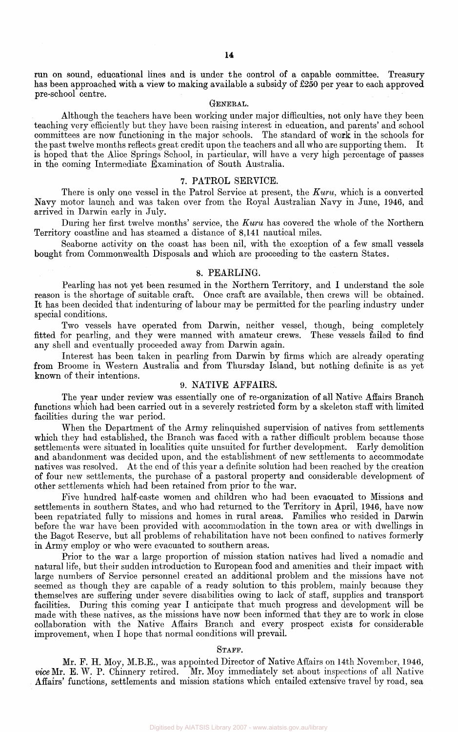run on sound, educational lines and is under the control of a capable committee. Treasury has been approached with a view to making available a subsidy of £250 per year to each approved pre-school centre.

### GENERAL.

Although the teachers have been working under major difficulties, not only have they been teaching very efficiently but they have been raising interest in education, and parents' and school committees are now functioning in the major schools. The standard of work in the schools for the past twelve months reflects great credit upon the teachers and all who are supporting them. It is hoped that the Alice Springs School, in particular, will have a very high percentage of passes in the coming Intermediate Examination of South Australia.

## 7. PATROL SERVICE.

There is only one vessel in the Patrol Service at present, the *Kuru*, which is a converted Navy motor launch and was taken over from the Royal Australian Navy in June, 1946, and arrived in Darwin early in July.

During her first twelve months' service, the *Kuru* has covered the whole of the Northern Territory coastline and has steamed a distance of 8,141 nautical miles.

Seaborne activity on the coast has been nil, with the exception of a few small vessels bought from Commonwealth Disposals and which are proceeding to the eastern States.

## 8. PEARLING.

Pearling has not yet been resumed in the Northern Territory, and I understand the sole reason is the shortage of suitable craft. Once craft are available, then crews will be obtained. It has been decided that indenturing of labour may be permitted for the pearling industry under special conditions.

Two vessels have operated from Darwin, neither vessel, though, being completely fitted for pearling, and they were manned with amateur crews. These vessels failed to find any shell and eventually proceeded away from Darwin again.

Interest has been taken in pearling from Darwin by firms which are already operating from Broome in Western Australia and from Thursday Island, but nothing definite is as yet known of their intentions.

## 9. NATIVE AFFAIRS.

The year under review was essentially one of re-organization of all Native Affairs Branch functions which had been carried out in a severely restricted form by a skeleton staff with limited facilities during the war period.

When the Department of the Army relinquished supervision of natives from settlements which they had established, the Branch was faced with a rather difficult problem because those settlements were situated in localities quite unsuited for further development. Early demolition and abandonment was decided upon, and the establishment of new settlements to accommodate natives was resolved. At the end of this year a definite solution had been reached by the creation of four new settlements, the purchase of a pastoral property and considerable development of other settlements which had been retained from prior to the war.

Five hundred half-caste women and children who had been evacuated to Missions and settlements in southern States, and who had returned to the Territory in April, 1946, have now been repatriated fully to missions and homes in rural areas. Families who resided in Darwin before the war have been provided with accommodation in the town area or with dwellings in the Bagot Reserve, but all problems of rehabilitation have not been confined to natives formerly in Army employ or who were evacuated to southern areas.

Prior to the war a large proportion of mission station natives had lived a nomadic and natural life, but their sudden introduction to European food and amenities and their impact with large numbers of Service personnel created an additional problem and the missions have not seemed as though they are capable of a ready solution to this problem, mainly because they themselves are suffering under severe disabilities owing to lack of staff, supplies and transport facilities. During this coming year I anticipate that much progress and development will be made with these natives, as the missions have now been informed that they are to work in close collaboration with the Native Affairs Branch and every prospect exists for considerable improvement, when I hope that normal conditions will prevail.

### STAFF.

Mr. F. H. Moy, M.B.E., was appointed Director of Native Affairs on 14th November, 1946, *vice* Mr. E. W. P. Chinnery retired. Mr. Moy immediately set about inspections of all Native Affairs' functions, settlements and mission stations which entailed extensive travel by road, sea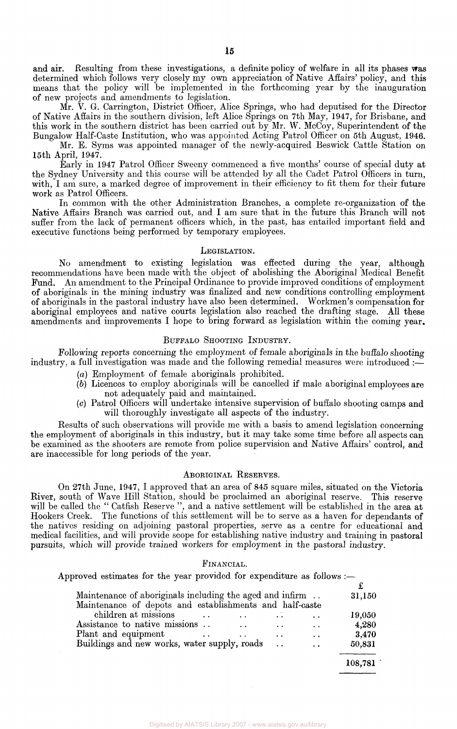and air. Resulting from these investigations, a definite policy of welfare in all its phases was determined which follows very closely my own appreciation of Native Affairs' policy, and this means that the policy will be implemented in the forthcoming year by the inauguration of new projects and amendments to legislation.

Mr. V. G. Carrington, District Officer, Alice Springs, who had deputised for the Director of Native Affairs in the southern division, left Alice Springs on 7th May, 1947, for Brisbane, and this work in the southern district has been carried out by Mr. W. McCoy, Superintendent of the Bungalow Half-Caste Institution, who was appointed Acting Patrol Officer on 5th August, 1946.

Mr. E. Syms was appointed manager of the newly-acquired Beswick Cattle Station on 15th April, 1947.

Early in 1947 Patrol Officer Sweeny commenced a five months' course of special duty at the Sydney University and this course will be attended by all the Cadet Patrol Officers in turn, with, I am sure, a marked degree of improvement in their efficiency to fit them for their future work as Patrol Officers.

In common with the other Administration Branches, a complete re-organization of the Native Affairs Branch was carried out, and I am sure that in the future this Branch will not suffer from the lack of permanent officers which, in the past, has entailed important field and executive functions being performed by temporary employees.

## Legislation.

No amendment to existing legislation was effected during the year, although recommendations have been made with the object of abolishing the Aboriginal Medical Benefit Fund. An amendment to the Principal Ordinance to provide improved conditions of employment of aboriginals in the mining industry was finalized and new conditions controlling employment of aboriginals in the pastoral industry have also been determined. Workmen's compensation for aboriginal employees and native courts legislation also reached the drafting stage. All these amendments and improvements I hope to bring forward as legislation within the coming year.

## Buffalo Shooting Industry.

Following reports concerning the employment of female aboriginals in the buffalo shooting industry, a full investigation was made and the following remedial measures were introduced :—

(a) Employment of female aboriginals prohibited.

(b) Licences to employ aboriginals will be cancelled if male aboriginal employees are not adequately paid and maintained.

(c) Patrol Officers will undertake intensive supervision of buffalo shooting camps and will thoroughly investigate all aspects of the industry.

Results of such observations will provide me with a basis to amend legislation concerning the employment of aboriginals in this industry, but it may take some time before all aspects can be examined as the shooters are remote from police supervision and Native Affairs' control, and are inaccessible for long periods of the year.

## Aboriginal Reserves.

On 27th June, 1947, I approved that an area of 845 square miles, situated on the Victoria River, south of Wave Hill Station, should be proclaimed an aboriginal reserve. This reserve will be called the "Catfish Reserve", and a native settlement will be established in the area at Hookers Creek. The functions of this settlement will be to serve as a haven for dependants of the natives residing on adjoining pastoral properties, serve as a centre for educational and medical facilities, and will provide scope for establishing native industry and training in pastoral pursuits, which will provide trained workers for employment in the pastoral industry.

## Financial.

Approved estimates for the year provided for expenditure as follows :—

| | £ |
|---|---|
| Maintenance of aboriginals including the aged and infirm | 31,150 |
| Maintenance of depots and establishments and half-caste children at missions | 19,050 |
| Assistance to native missions | 4,280 |
| Plant and equipment | 3,470 |
| Buildings and new works, water supply, roads | 50,831 |
| | 108,781 |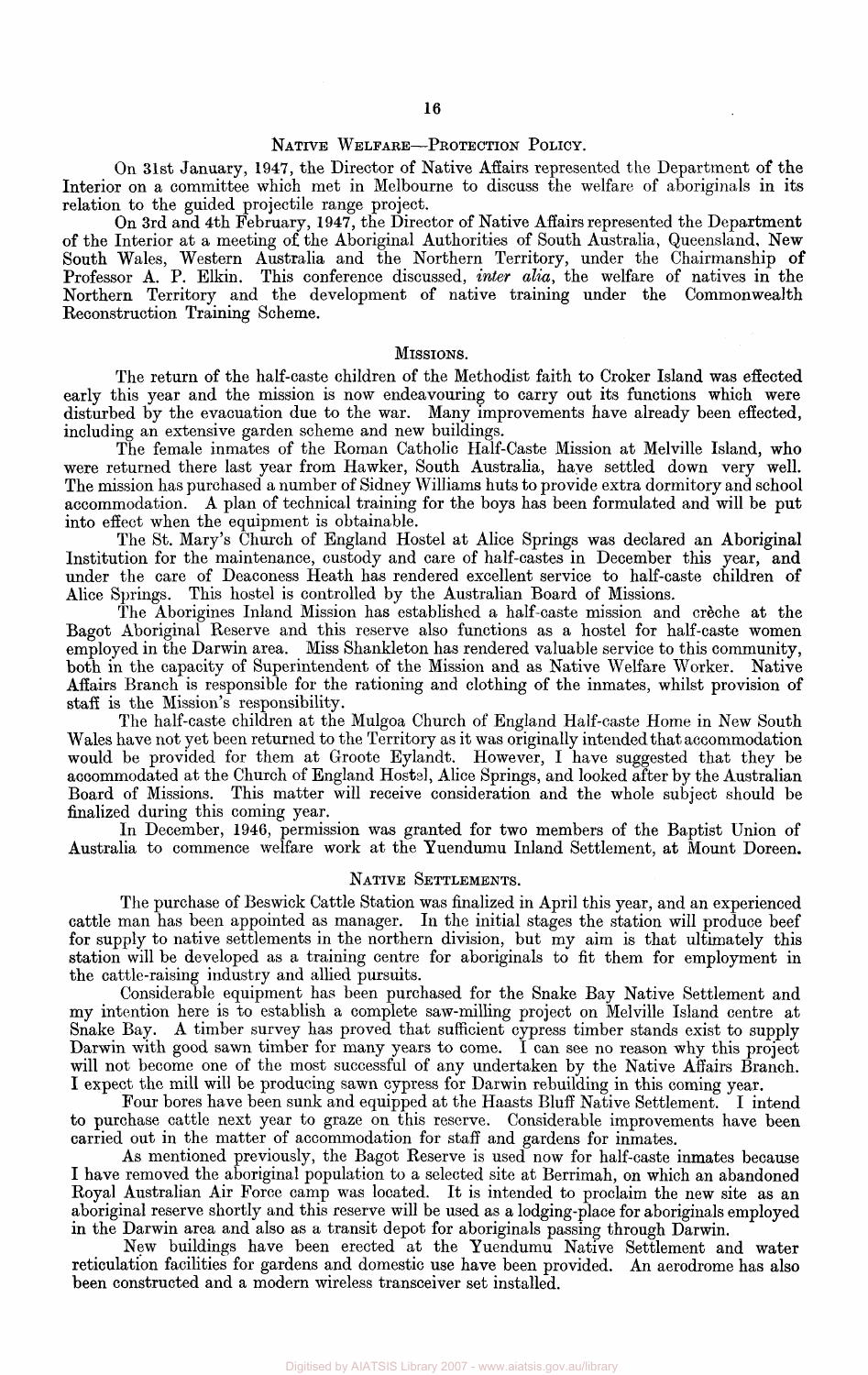## Native Welfare—Protection Policy.

On 31st January, 1947, the Director of Native Affairs represented the Department of the Interior on a committee which met in Melbourne to discuss the welfare of aboriginals in its relation to the guided projectile range project.

On 3rd and 4th February, 1947, the Director of Native Affairs represented the Department of the Interior at a meeting of the Aboriginal Authorities of South Australia, Queensland, New South Wales, Western Australia and the Northern Territory, under the Chairmanship of Professor A. P. Elkin. This conference discussed, *inter alia*, the welfare of natives in the Northern Territory and the development of native training under the Commonwealth Reconstruction Training Scheme.

## Missions.

The return of the half-caste children of the Methodist faith to Croker Island was effected early this year and the mission is now endeavouring to carry out its functions which were disturbed by the evacuation due to the war. Many improvements have already been effected, including an extensive garden scheme and new buildings.

The female inmates of the Roman Catholic Half-Caste Mission at Melville Island, who were returned there last year from Hawker, South Australia, have settled down very well. The mission has purchased a number of Sidney Williams huts to provide extra dormitory and school accommodation. A plan of technical training for the boys has been formulated and will be put into effect when the equipment is obtainable.

The St. Mary's Church of England Hostel at Alice Springs was declared an Aboriginal Institution for the maintenance, custody and care of half-castes in December this year, and under the care of Deaconess Heath has rendered excellent service to half-caste children of Alice Springs. This hostel is controlled by the Australian Board of Missions.

The Aborigines Inland Mission has established a half-caste mission and crèche at the Bagot Aboriginal Reserve and this reserve also functions as a hostel for half-caste women employed in the Darwin area. Miss Shankleton has rendered valuable service to this community, both in the capacity of Superintendent of the Mission and as Native Welfare Worker. Native Affairs Branch is responsible for the rationing and clothing of the inmates, whilst provision of staff is the Mission's responsibility.

The half-caste children at the Mulgoa Church of England Half-caste Home in New South Wales have not yet been returned to the Territory as it was originally intended that accommodation would be provided for them at Groote Eylandt. However, I have suggested that they be accommodated at the Church of England Hostel, Alice Springs, and looked after by the Australian Board of Missions. This matter will receive consideration and the whole subject should be finalized during this coming year.

In December, 1946, permission was granted for two members of the Baptist Union of Australia to commence welfare work at the Yuendumu Inland Settlement, at Mount Doreen.

## Native Settlements.

The purchase of Beswick Cattle Station was finalized in April this year, and an experienced cattle man has been appointed as manager. In the initial stages the station will produce beef for supply to native settlements in the northern division, but my aim is that ultimately this station will be developed as a training centre for aboriginals to fit them for employment in the cattle-raising industry and allied pursuits.

Considerable equipment has been purchased for the Snake Bay Native Settlement and my intention here is to establish a complete saw-milling project on Melville Island centre at Snake Bay. A timber survey has proved that sufficient cypress timber stands exist to supply Darwin with good sawn timber for many years to come. I can see no reason why this project will not become one of the most successful of any undertaken by the Native Affairs Branch. I expect the mill will be producing sawn cypress for Darwin rebuilding in this coming year.

Four bores have been sunk and equipped at the Haasts Bluff Native Settlement. I intend to purchase cattle next year to graze on this reserve. Considerable improvements have been carried out in the matter of accommodation for staff and gardens for inmates.

As mentioned previously, the Bagot Reserve is used now for half-caste inmates because I have removed the aboriginal population to a selected site at Berrimah, on which an abandoned Royal Australian Air Force camp was located. It is intended to proclaim the new site as an aboriginal reserve shortly and this reserve will be used as a lodging-place for aboriginals employed in the Darwin area and also as a transit depot for aboriginals passing through Darwin.

New buildings have been erected at the Yuendumu Native Settlement and water reticulation facilities for gardens and domestic use have been provided. An aerodrome has also been constructed and a modern wireless transceiver set installed.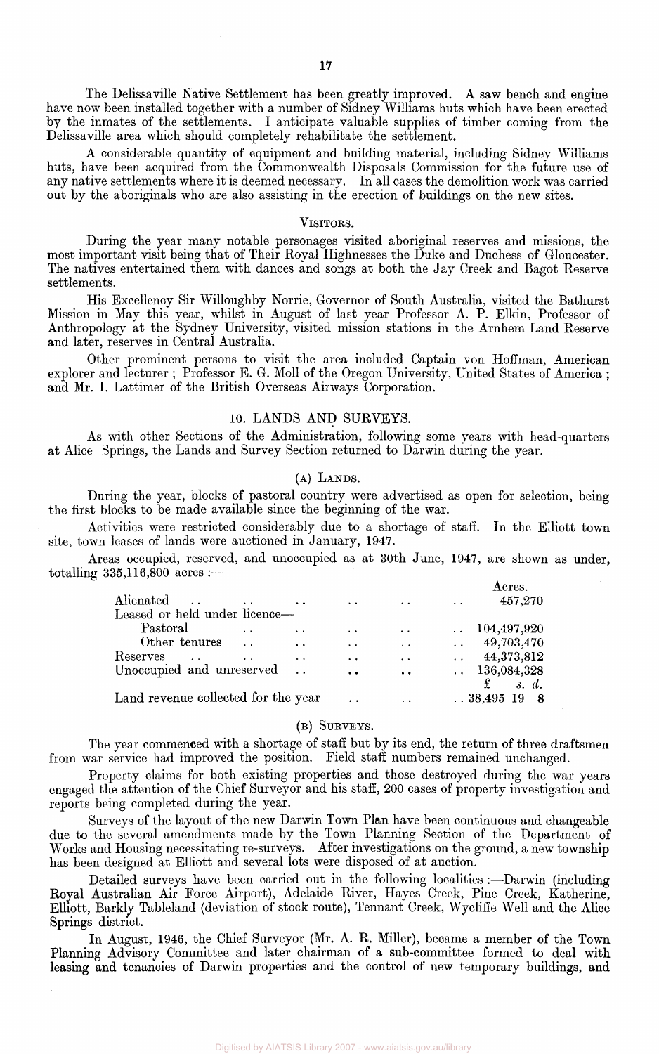The Delissaville Native Settlement has been greatly improved. A saw bench and engine have now been installed together with a number of Sidney Williams huts which have been erected by the inmates of the settlements. I anticipate valuable supplies of timber coming from the Delissaville area which should completely rehabilitate the settlement.

A considerable quantity of equipment and building material, including Sidney Williams huts, have been acquired from the Commonwealth Disposals Commission for the future use of any native settlements where it is deemed necessary. In all cases the demolition work was carried out by the aboriginals who are also assisting in the erection of buildings on the new sites.

### Visitors.

During the year many notable personages visited aboriginal reserves and missions, the most important visit being that of Their Royal Highnesses the Duke and Duchess of Gloucester. The natives entertained them with dances and songs at both the Jay Creek and Bagot Reserve settlements.

His Excellency Sir Willoughby Norrie, Governor of South Australia, visited the Bathurst Mission in May this year, whilst in August of last year Professor A. P. Elkin, Professor of Anthropology at the Sydney University, visited mission stations in the Arnhem Land Reserve and later, reserves in Central Australia.

Other prominent persons to visit the area included Captain von Hoffman, American explorer and lecturer; Professor E. G. Moll of the Oregon University, United States of America; and Mr. I. Lattimer of the British Overseas Airways Corporation.

## 10. Lands and Surveys.

As with other Sections of the Administration, following some years with head-quarters at Alice Springs, the Lands and Survey Section returned to Darwin during the year.

### (a) Lands.

During the year, blocks of pastoral country were advertised as open for selection, being the first blocks to be made available since the beginning of the war.

Activities were restricted considerably due to a shortage of staff. In the Elliott town site, town leases of lands were auctioned in January, 1947.

Areas occupied, reserved, and unoccupied as at 30th June, 1947, are shown as under, totalling 335,116,800 acres :—

| | Acres. |
|---|---|
| Alienated | 457,270 |
| Leased or held under licence— | |
| Pastoral | 104,497,920 |
| Other tenures | 49,703,470 |
| Reserves | 44,373,812 |
| Unoccupied and unreserved | 136,084,328 |
| | £ s. d. |
| Land revenue collected for the year | 38,495 19 8 |

### (b) Surveys.

The year commenced with a shortage of staff but by its end, the return of three draftsmen from war service had improved the position. Field staff numbers remained unchanged.

Property claims for both existing properties and those destroyed during the war years engaged the attention of the Chief Surveyor and his staff, 200 cases of property investigation and reports being completed during the year.

Surveys of the layout of the new Darwin Town Plan have been continuous and changeable due to the several amendments made by the Town Planning Section of the Department of Works and Housing necessitating re-surveys. After investigations on the ground, a new township has been designed at Elliott and several lots were disposed of at auction.

Detailed surveys have been carried out in the following localities :—Darwin (including Royal Australian Air Force Airport), Adelaide River, Hayes Creek, Pine Creek, Katherine, Elliott, Barkly Tableland (deviation of stock route), Tennant Creek, Wycliffe Well and the Alice Springs district.

In August, 1946, the Chief Surveyor (Mr. A. R. Miller), became a member of the Town Planning Advisory Committee and later chairman of a sub-committee formed to deal with leasing and tenancies of Darwin properties and the control of new temporary buildings, and